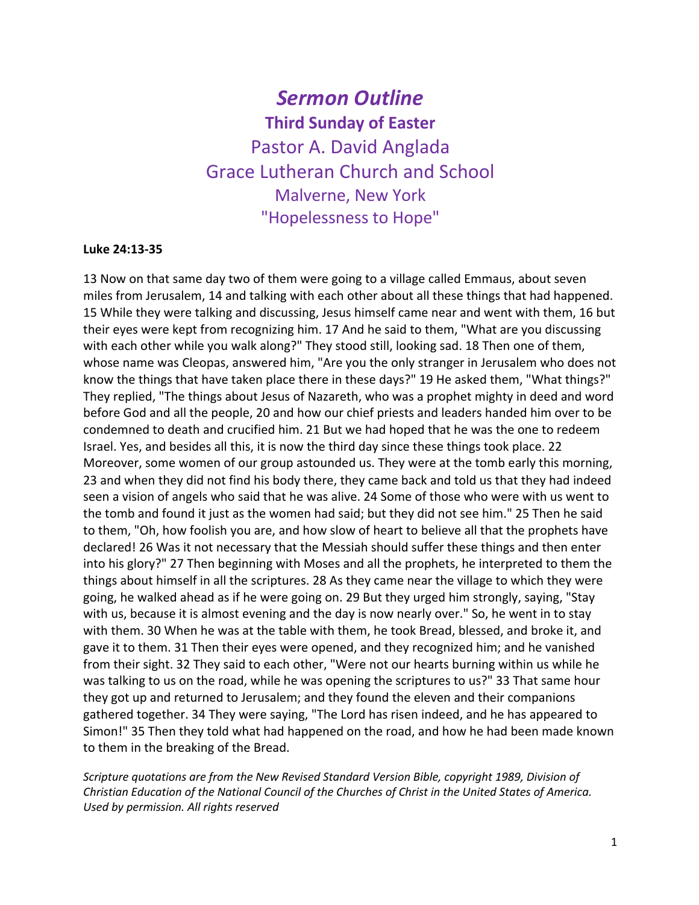# *Sermon Outline*

## Third Sunday of Easter

Pastor A. David Anglada

Grace Lutheran Church and School

Malverne, New York

"Hopelessness to Hope"

**Luke 24:13-35**

13 Now on that same day two of them were going to a village called Emmaus, about seven miles from Jerusalem, 14 and talking with each other about all these things that had happened. 15 While they were talking and discussing, Jesus himself came near and went with them, 16 but their eyes were kept from recognizing him. 17 And he said to them, "What are you discussing with each other while you walk along?" They stood still, looking sad. 18 Then one of them, whose name was Cleopas, answered him, "Are you the only stranger in Jerusalem who does not know the things that have taken place there in these days?" 19 He asked them, "What things?" They replied, "The things about Jesus of Nazareth, who was a prophet mighty in deed and word before God and all the people, 20 and how our chief priests and leaders handed him over to be condemned to death and crucified him. 21 But we had hoped that he was the one to redeem Israel. Yes, and besides all this, it is now the third day since these things took place. 22 Moreover, some women of our group astounded us. They were at the tomb early this morning, 23 and when they did not find his body there, they came back and told us that they had indeed seen a vision of angels who said that he was alive. 24 Some of those who were with us went to the tomb and found it just as the women had said; but they did not see him." 25 Then he said to them, "Oh, how foolish you are, and how slow of heart to believe all that the prophets have declared! 26 Was it not necessary that the Messiah should suffer these things and then enter into his glory?" 27 Then beginning with Moses and all the prophets, he interpreted to them the things about himself in all the scriptures. 28 As they came near the village to which they were going, he walked ahead as if he were going on. 29 But they urged him strongly, saying, "Stay with us, because it is almost evening and the day is now nearly over." So, he went in to stay with them. 30 When he was at the table with them, he took Bread, blessed, and broke it, and gave it to them. 31 Then their eyes were opened, and they recognized him; and he vanished from their sight. 32 They said to each other, "Were not our hearts burning within us while he was talking to us on the road, while he was opening the scriptures to us?" 33 That same hour they got up and returned to Jerusalem; and they found the eleven and their companions gathered together. 34 They were saying, "The Lord has risen indeed, and he has appeared to Simon!" 35 Then they told what had happened on the road, and how he had been made known to them in the breaking of the Bread.

*Scripture quotations are from the New Revised Standard Version Bible, copyright 1989, Division of Christian Education of the National Council of the Churches of Christ in the United States of America. Used by permission. All rights reserved*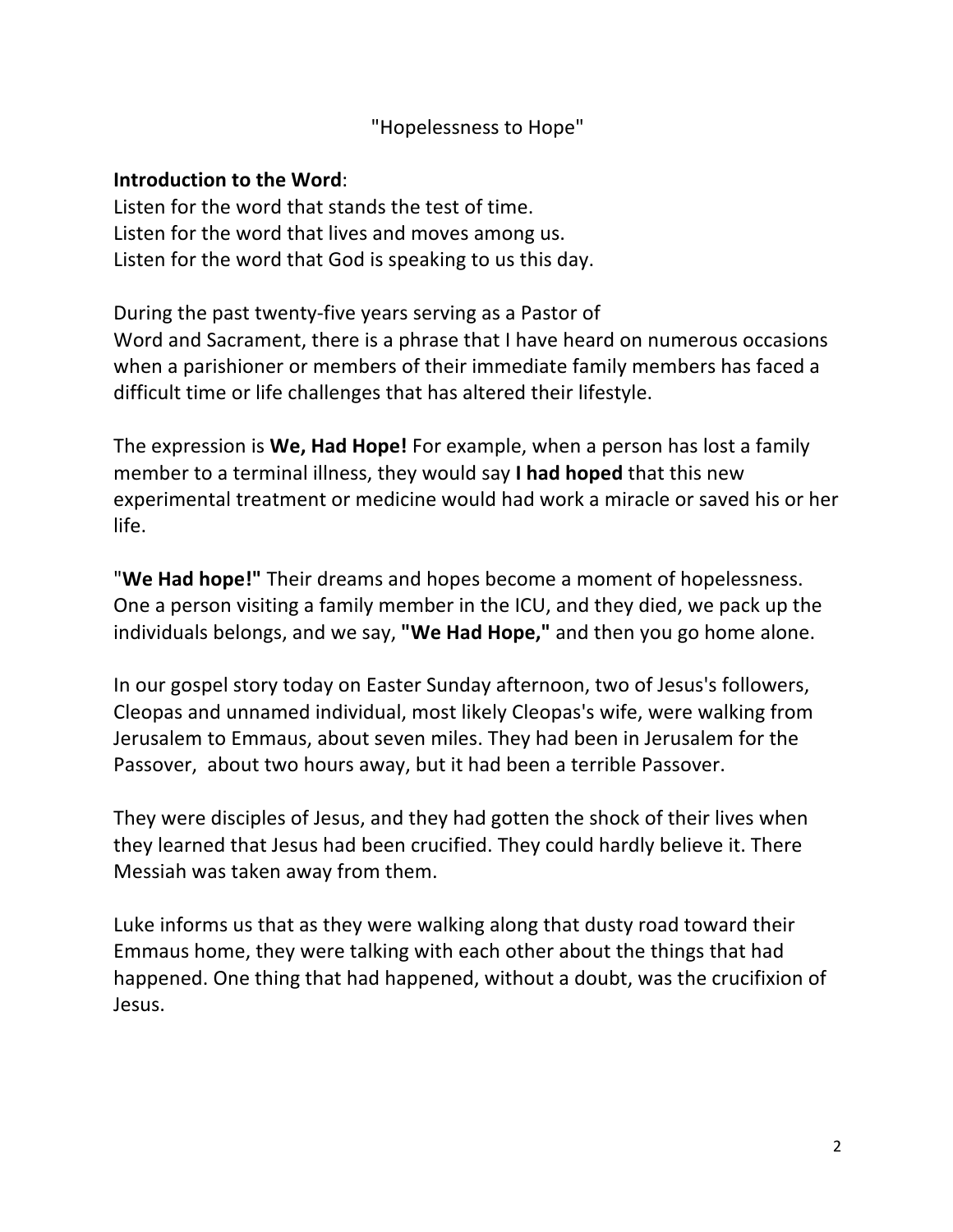"Hopelessness to Hope"

**Introduction to the Word**:
Listen for the word that stands the test of time.
Listen for the word that lives and moves among us.
Listen for the word that God is speaking to us this day.

During the past twenty-five years serving as a Pastor of Word and Sacrament, there is a phrase that I have heard on numerous occasions when a parishioner or members of their immediate family members has faced a difficult time or life challenges that has altered their lifestyle.

The expression is **We, Had Hope!** For example, when a person has lost a family member to a terminal illness, they would say **I had hoped** that this new experimental treatment or medicine would had work a miracle or saved his or her life.

"**We Had hope!"** Their dreams and hopes become a moment of hopelessness. One a person visiting a family member in the ICU, and they died, we pack up the individuals belongs, and we say, **"We Had Hope,"** and then you go home alone.

In our gospel story today on Easter Sunday afternoon, two of Jesus's followers, Cleopas and unnamed individual, most likely Cleopas's wife, were walking from Jerusalem to Emmaus, about seven miles. They had been in Jerusalem for the Passover, about two hours away, but it had been a terrible Passover.

They were disciples of Jesus, and they had gotten the shock of their lives when they learned that Jesus had been crucified. They could hardly believe it. There Messiah was taken away from them.

Luke informs us that as they were walking along that dusty road toward their Emmaus home, they were talking with each other about the things that had happened. One thing that had happened, without a doubt, was the crucifixion of Jesus.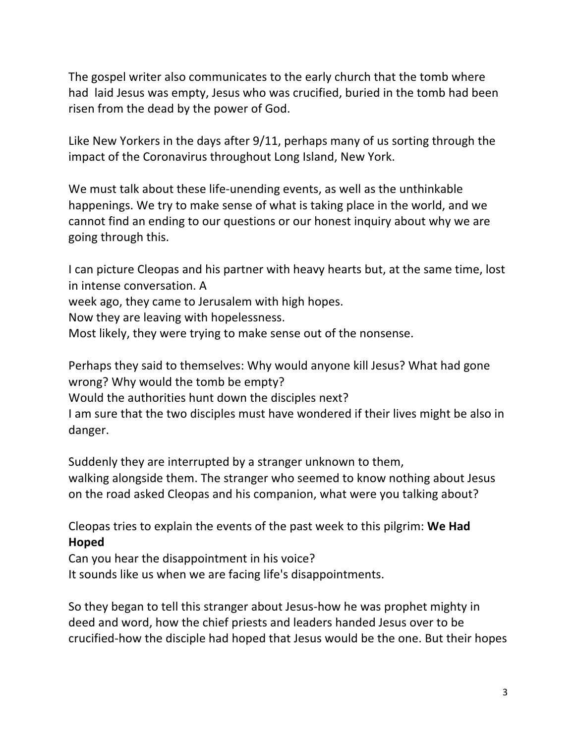The gospel writer also communicates to the early church that the tomb where had laid Jesus was empty, Jesus who was crucified, buried in the tomb had been risen from the dead by the power of God.

Like New Yorkers in the days after 9/11, perhaps many of us sorting through the impact of the Coronavirus throughout Long Island, New York.

We must talk about these life-unending events, as well as the unthinkable happenings. We try to make sense of what is taking place in the world, and we cannot find an ending to our questions or our honest inquiry about why we are going through this.

I can picture Cleopas and his partner with heavy hearts but, at the same time, lost in intense conversation. A
week ago, they came to Jerusalem with high hopes.
Now they are leaving with hopelessness.
Most likely, they were trying to make sense out of the nonsense.

Perhaps they said to themselves: Why would anyone kill Jesus? What had gone wrong? Why would the tomb be empty?
Would the authorities hunt down the disciples next?
I am sure that the two disciples must have wondered if their lives might be also in danger.

Suddenly they are interrupted by a stranger unknown to them,
walking alongside them. The stranger who seemed to know nothing about Jesus on the road asked Cleopas and his companion, what were you talking about?

Cleopas tries to explain the events of the past week to this pilgrim: **We Had Hoped**
Can you hear the disappointment in his voice?
It sounds like us when we are facing life's disappointments.

So they began to tell this stranger about Jesus-how he was prophet mighty in deed and word, how the chief priests and leaders handed Jesus over to be crucified-how the disciple had hoped that Jesus would be the one. But their hopes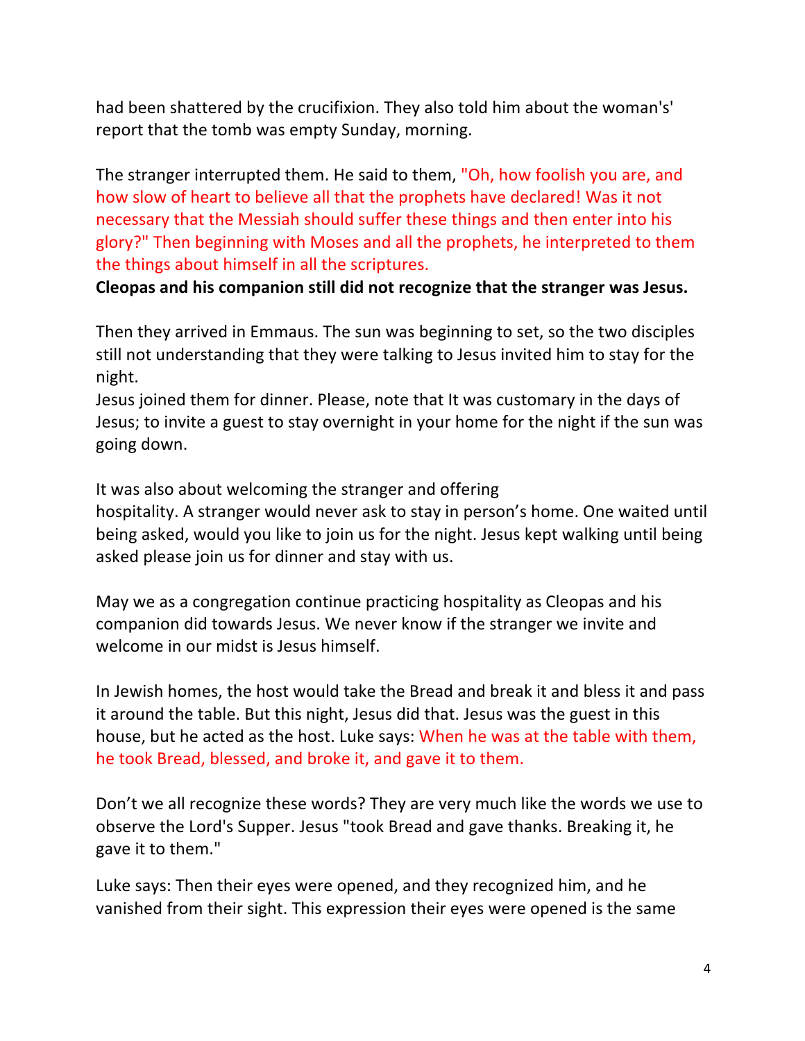had been shattered by the crucifixion. They also told him about the woman's' report that the tomb was empty Sunday, morning.

The stranger interrupted them. He said to them, "Oh, how foolish you are, and how slow of heart to believe all that the prophets have declared! Was it not necessary that the Messiah should suffer these things and then enter into his glory?" Then beginning with Moses and all the prophets, he interpreted to them the things about himself in all the scriptures.

**Cleopas and his companion still did not recognize that the stranger was Jesus.**

Then they arrived in Emmaus. The sun was beginning to set, so the two disciples still not understanding that they were talking to Jesus invited him to stay for the night.

Jesus joined them for dinner. Please, note that It was customary in the days of Jesus; to invite a guest to stay overnight in your home for the night if the sun was going down.

It was also about welcoming the stranger and offering hospitality. A stranger would never ask to stay in person's home. One waited until being asked, would you like to join us for the night. Jesus kept walking until being asked please join us for dinner and stay with us.

May we as a congregation continue practicing hospitality as Cleopas and his companion did towards Jesus. We never know if the stranger we invite and welcome in our midst is Jesus himself.

In Jewish homes, the host would take the Bread and break it and bless it and pass it around the table. But this night, Jesus did that. Jesus was the guest in this house, but he acted as the host. Luke says: When he was at the table with them, he took Bread, blessed, and broke it, and gave it to them.

Don't we all recognize these words? They are very much like the words we use to observe the Lord's Supper. Jesus "took Bread and gave thanks. Breaking it, he gave it to them."

Luke says: Then their eyes were opened, and they recognized him, and he vanished from their sight. This expression their eyes were opened is the same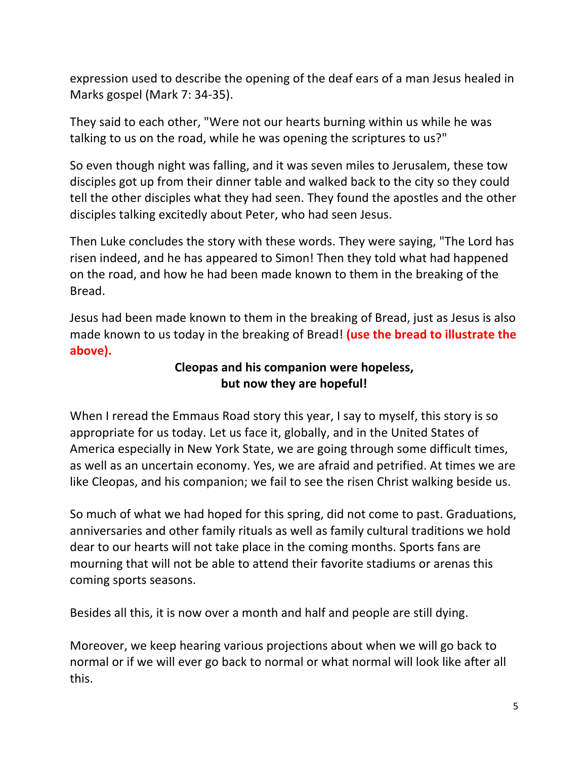expression used to describe the opening of the deaf ears of a man Jesus healed in Marks gospel (Mark 7: 34-35).

They said to each other, "Were not our hearts burning within us while he was talking to us on the road, while he was opening the scriptures to us?"

So even though night was falling, and it was seven miles to Jerusalem, these tow disciples got up from their dinner table and walked back to the city so they could tell the other disciples what they had seen. They found the apostles and the other disciples talking excitedly about Peter, who had seen Jesus.

Then Luke concludes the story with these words. They were saying, "The Lord has risen indeed, and he has appeared to Simon! Then they told what had happened on the road, and how he had been made known to them in the breaking of the Bread.

Jesus had been made known to them in the breaking of Bread, just as Jesus is also made known to us today in the breaking of Bread! **(use the bread to illustrate the above).**

**Cleopas and his companion were hopeless, but now they are hopeful!**

When I reread the Emmaus Road story this year, I say to myself, this story is so appropriate for us today. Let us face it, globally, and in the United States of America especially in New York State, we are going through some difficult times, as well as an uncertain economy. Yes, we are afraid and petrified. At times we are like Cleopas, and his companion; we fail to see the risen Christ walking beside us.

So much of what we had hoped for this spring, did not come to past. Graduations, anniversaries and other family rituals as well as family cultural traditions we hold dear to our hearts will not take place in the coming months. Sports fans are mourning that will not be able to attend their favorite stadiums or arenas this coming sports seasons.

Besides all this, it is now over a month and half and people are still dying.

Moreover, we keep hearing various projections about when we will go back to normal or if we will ever go back to normal or what normal will look like after all this.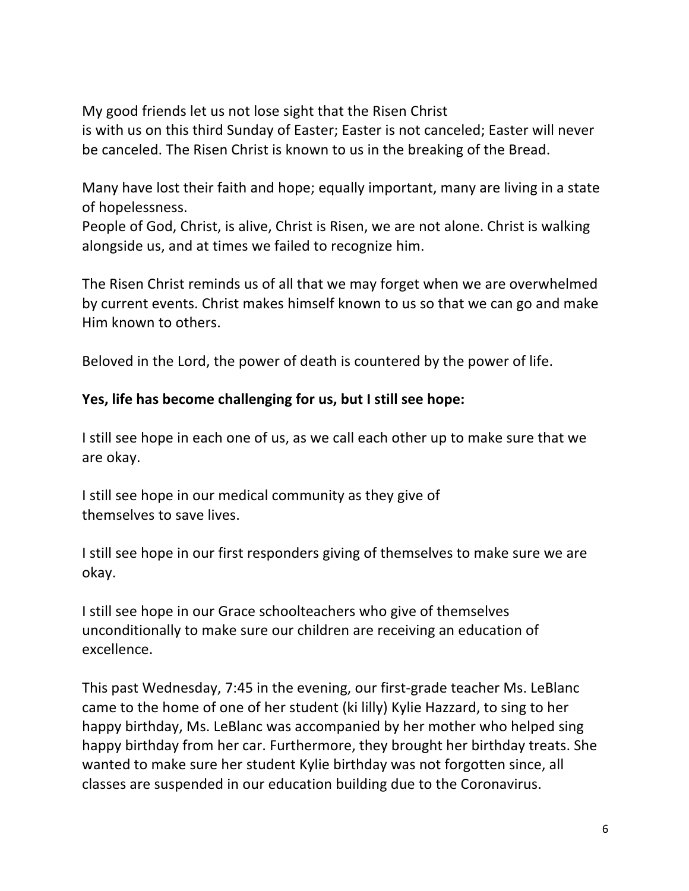My good friends let us not lose sight that the Risen Christ
is with us on this third Sunday of Easter; Easter is not canceled; Easter will never be canceled. The Risen Christ is known to us in the breaking of the Bread.

Many have lost their faith and hope; equally important, many are living in a state of hopelessness.
People of God, Christ, is alive, Christ is Risen, we are not alone. Christ is walking alongside us, and at times we failed to recognize him.

The Risen Christ reminds us of all that we may forget when we are overwhelmed by current events. Christ makes himself known to us so that we can go and make Him known to others.

Beloved in the Lord, the power of death is countered by the power of life.

**Yes, life has become challenging for us, but I still see hope:**

I still see hope in each one of us, as we call each other up to make sure that we are okay.

I still see hope in our medical community as they give of
themselves to save lives.

I still see hope in our first responders giving of themselves to make sure we are okay.

I still see hope in our Grace schoolteachers who give of themselves unconditionally to make sure our children are receiving an education of excellence.

This past Wednesday, 7:45 in the evening, our first-grade teacher Ms. LeBlanc came to the home of one of her student (ki lilly) Kylie Hazzard, to sing to her happy birthday, Ms. LeBlanc was accompanied by her mother who helped sing happy birthday from her car. Furthermore, they brought her birthday treats. She wanted to make sure her student Kylie birthday was not forgotten since, all classes are suspended in our education building due to the Coronavirus.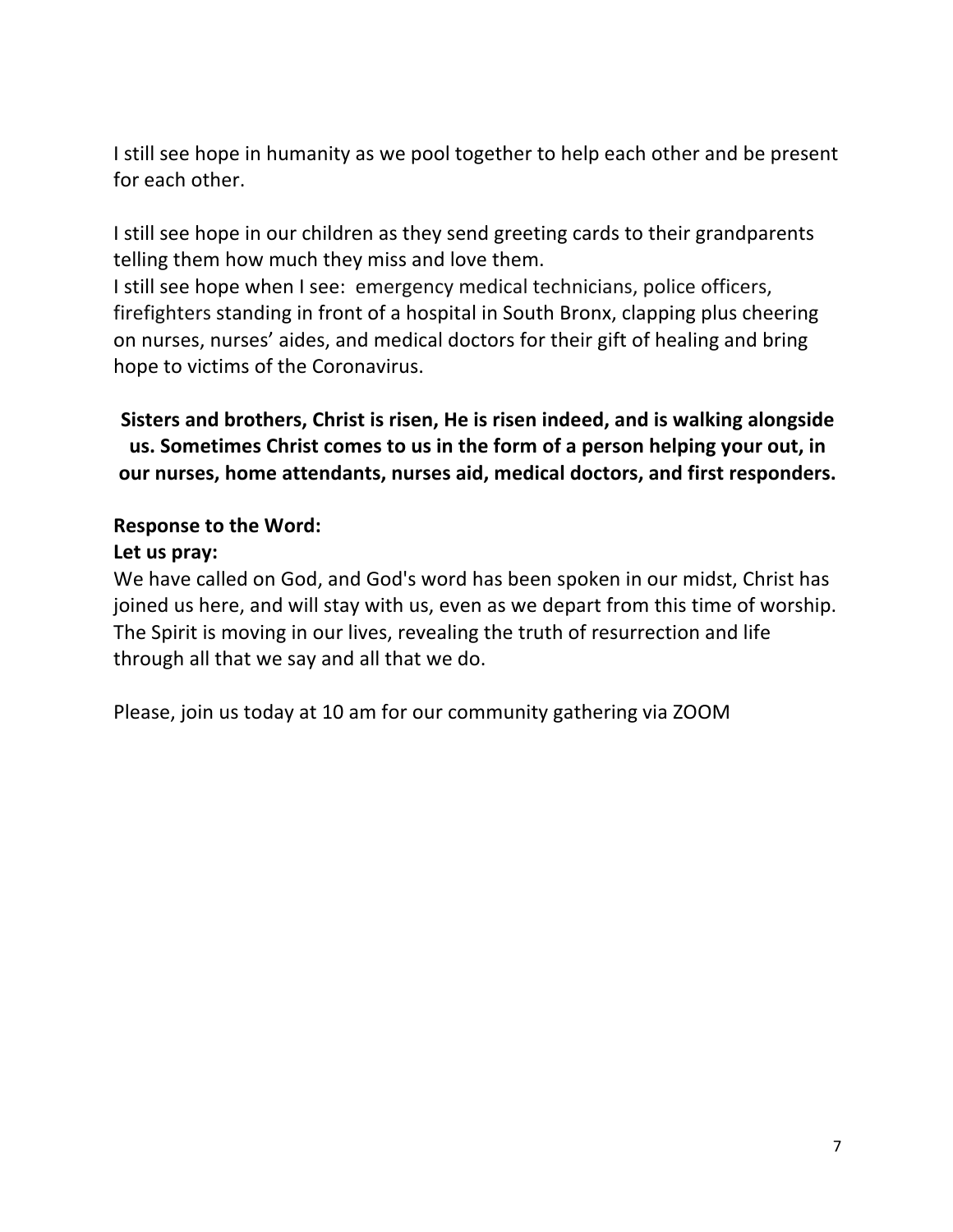I still see hope in humanity as we pool together to help each other and be present for each other.

I still see hope in our children as they send greeting cards to their grandparents telling them how much they miss and love them.
I still see hope when I see: emergency medical technicians, police officers, firefighters standing in front of a hospital in South Bronx, clapping plus cheering on nurses, nurses' aides, and medical doctors for their gift of healing and bring hope to victims of the Coronavirus.

**Sisters and brothers, Christ is risen, He is risen indeed, and is walking alongside us. Sometimes Christ comes to us in the form of a person helping your out, in our nurses, home attendants, nurses aid, medical doctors, and first responders.**

**Response to the Word:**
**Let us pray:**
We have called on God, and God's word has been spoken in our midst, Christ has joined us here, and will stay with us, even as we depart from this time of worship. The Spirit is moving in our lives, revealing the truth of resurrection and life through all that we say and all that we do.

Please, join us today at 10 am for our community gathering via ZOOM